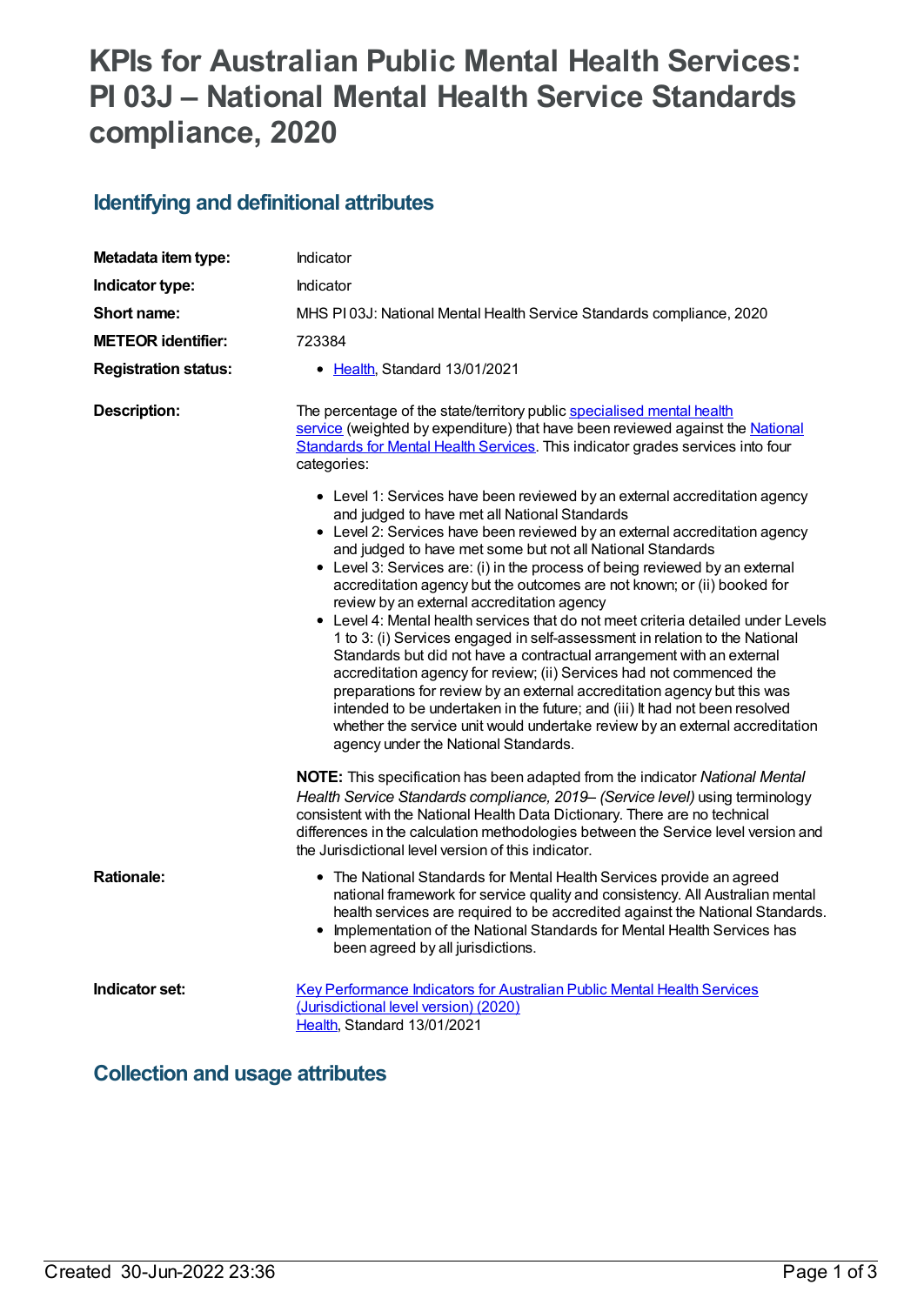# KPIs for Australian Public Mental Health Services: PI 03J – National Mental Health Service Standards compliance, 2020

## Identifying and definitional attributes

| | |
|---|---|
| **Metadata item type:** | Indicator |
| **Indicator type:** | Indicator |
| **Short name:** | MHS PI 03J: National Mental Health Service Standards compliance, 2020 |
| **METEOR identifier:** | 723384 |
| **Registration status:** | • Health, Standard 13/01/2021 |

**Description:**

The percentage of the state/territory public specialised mental health service (weighted by expenditure) that have been reviewed against the National Standards for Mental Health Services. This indicator grades services into four categories:

- Level 1: Services have been reviewed by an external accreditation agency and judged to have met all National Standards
- Level 2: Services have been reviewed by an external accreditation agency and judged to have met some but not all National Standards
- Level 3: Services are: (i) in the process of being reviewed by an external accreditation agency but the outcomes are not known; or (ii) booked for review by an external accreditation agency
- Level 4: Mental health services that do not meet criteria detailed under Levels 1 to 3: (i) Services engaged in self-assessment in relation to the National Standards but did not have a contractual arrangement with an external accreditation agency for review; (ii) Services had not commenced the preparations for review by an external accreditation agency but this was intended to be undertaken in the future; and (iii) It had not been resolved whether the service unit would undertake review by an external accreditation agency under the National Standards.

**NOTE:** This specification has been adapted from the indicator *National Mental Health Service Standards compliance, 2019– (Service level)* using terminology consistent with the National Health Data Dictionary. There are no technical differences in the calculation methodologies between the Service level version and the Jurisdictional level version of this indicator.

**Rationale:**

- The National Standards for Mental Health Services provide an agreed national framework for service quality and consistency. All Australian mental health services are required to be accredited against the National Standards.
- Implementation of the National Standards for Mental Health Services has been agreed by all jurisdictions.

**Indicator set:**

Key Performance Indicators for Australian Public Mental Health Services (Jurisdictional level version) (2020)
Health, Standard 13/01/2021

## Collection and usage attributes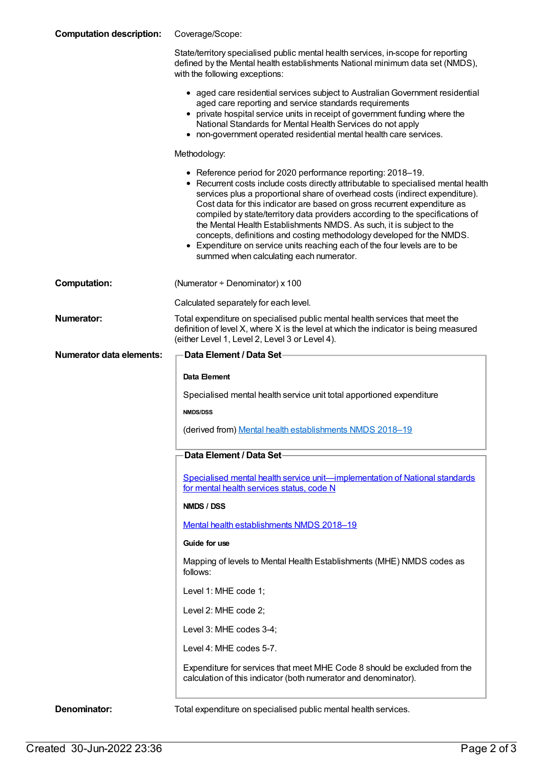**Computation description:**

Coverage/Scope:

State/territory specialised public mental health services, in-scope for reporting defined by the Mental health establishments National minimum data set (NMDS), with the following exceptions:

- aged care residential services subject to Australian Government residential aged care reporting and service standards requirements
- private hospital service units in receipt of government funding where the National Standards for Mental Health Services do not apply
- non-government operated residential mental health care services.

Methodology:

- Reference period for 2020 performance reporting: 2018–19.
- Recurrent costs include costs directly attributable to specialised mental health services plus a proportional share of overhead costs (indirect expenditure). Cost data for this indicator are based on gross recurrent expenditure as compiled by state/territory data providers according to the specifications of the Mental Health Establishments NMDS. As such, it is subject to the concepts, definitions and costing methodology developed for the NMDS.
- Expenditure on service units reaching each of the four levels are to be summed when calculating each numerator.

**Computation:**

(Numerator ÷ Denominator) x 100

Calculated separately for each level.

**Numerator:**

Total expenditure on specialised public mental health services that meet the definition of level X, where X is the level at which the indicator is being measured (either Level 1, Level 2, Level 3 or Level 4).

**Numerator data elements:**

**Data Element / Data Set**

**Data Element**

Specialised mental health service unit total apportioned expenditure

**NMDS/DSS**

(derived from) Mental health establishments NMDS 2018–19

**Data Element / Data Set**

Specialised mental health service unit—implementation of National standards for mental health services status, code N

**NMDS / DSS**

Mental health establishments NMDS 2018–19

**Guide for use**

Mapping of levels to Mental Health Establishments (MHE) NMDS codes as follows:

Level 1: MHE code 1;

Level 2: MHE code 2;

Level 3: MHE codes 3-4;

Level 4: MHE codes 5-7.

Expenditure for services that meet MHE Code 8 should be excluded from the calculation of this indicator (both numerator and denominator).

**Denominator:**

Total expenditure on specialised public mental health services.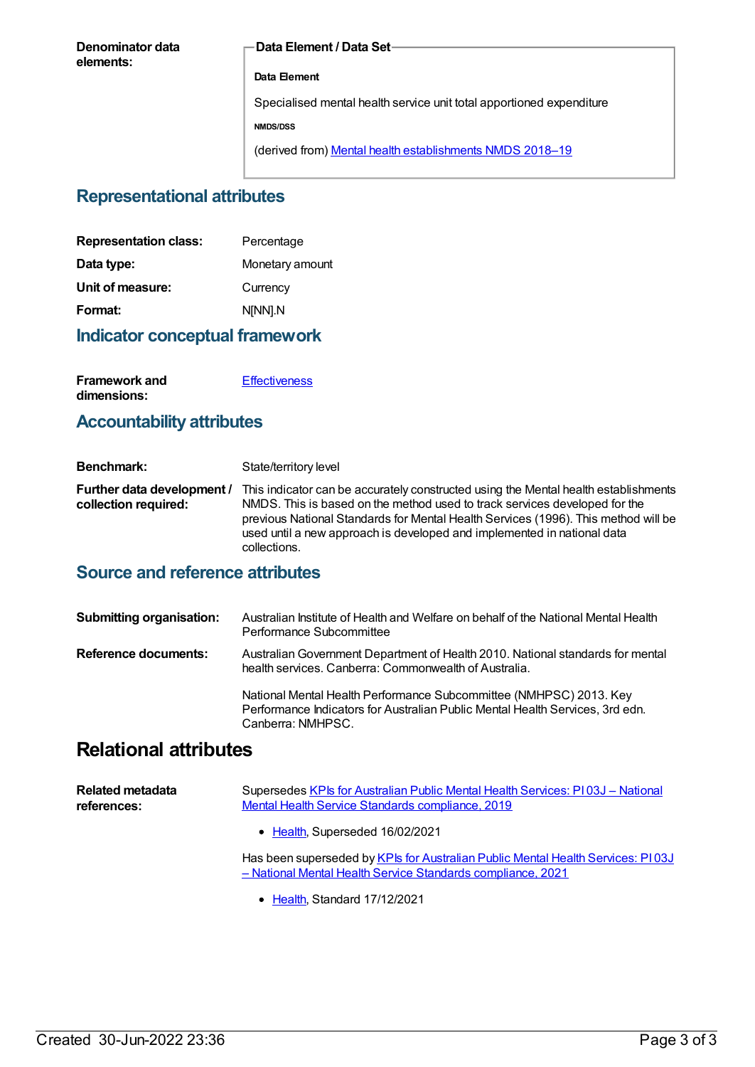**Denominator data elements:**

**Data Element / Data Set**

**Data Element**

Specialised mental health service unit total apportioned expenditure

**NMDS/DSS**

(derived from) Mental health establishments NMDS 2018–19

## Representational attributes

| | |
|---|---|
| **Representation class:** | Percentage |
| **Data type:** | Monetary amount |
| **Unit of measure:** | Currency |
| **Format:** | N[NN].N |

## Indicator conceptual framework

| | |
|---|---|
| **Framework and dimensions:** | Effectiveness |

## Accountability attributes

| | |
|---|---|
| **Benchmark:** | State/territory level |
| **Further data development / collection required:** | This indicator can be accurately constructed using the Mental health establishments NMDS. This is based on the method used to track services developed for the previous National Standards for Mental Health Services (1996). This method will be used until a new approach is developed and implemented in national data collections. |

## Source and reference attributes

**Submitting organisation:** Australian Institute of Health and Welfare on behalf of the National Mental Health Performance Subcommittee

**Reference documents:** Australian Government Department of Health 2010. National standards for mental health services. Canberra: Commonwealth of Australia.

National Mental Health Performance Subcommittee (NMHPSC) 2013. Key Performance Indicators for Australian Public Mental Health Services, 3rd edn. Canberra: NMHPSC.

# Relational attributes

**Related metadata references:**

Supersedes KPIs for Australian Public Mental Health Services: PI 03J – National Mental Health Service Standards compliance, 2019

- Health, Superseded 16/02/2021

Has been superseded by KPIs for Australian Public Mental Health Services: PI 03J – National Mental Health Service Standards compliance, 2021

- Health, Standard 17/12/2021